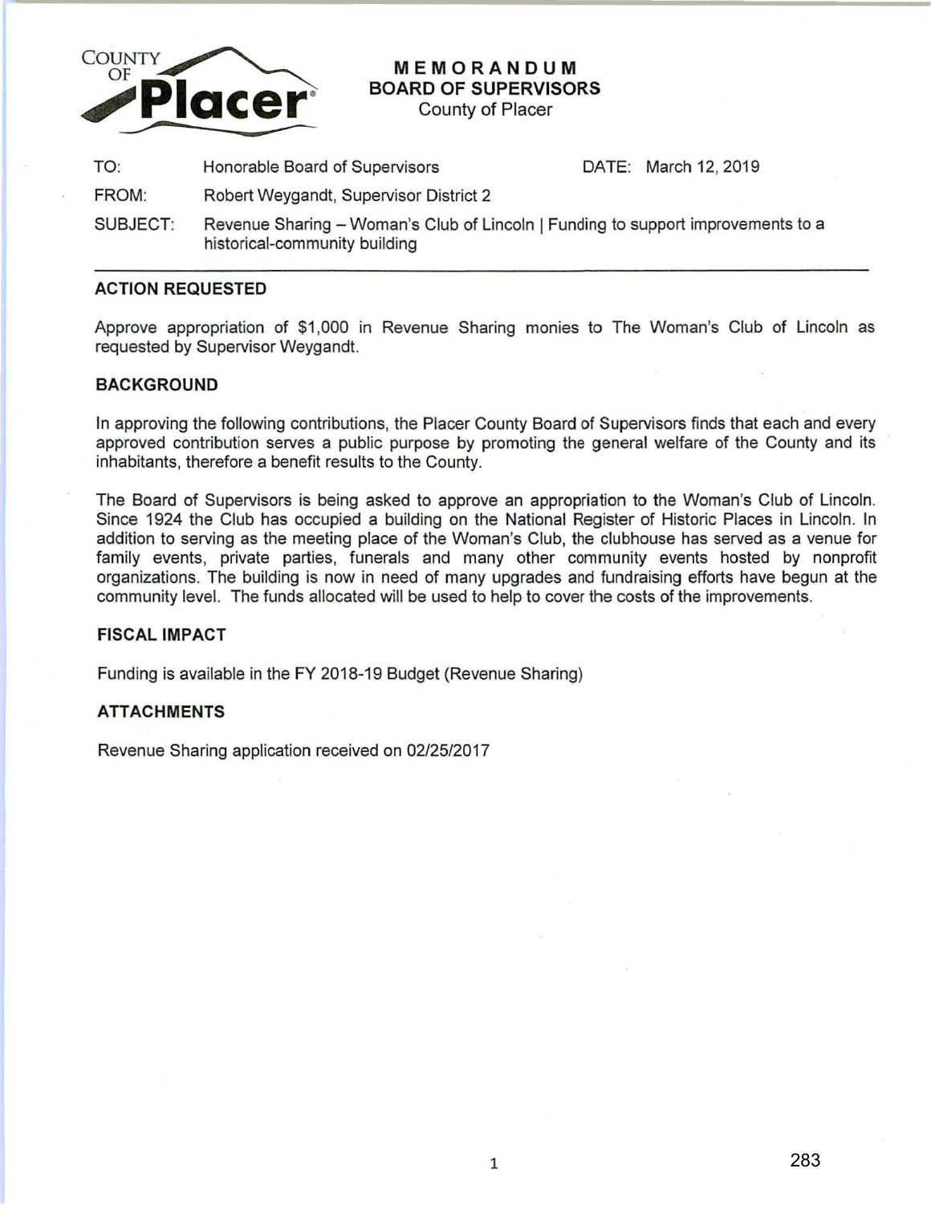**COUNTY OF Placer**

# MEMORANDUM
## BOARD OF SUPERVISORS
County of Placer

| | | |
|---|---|---|
| TO: | Honorable Board of Supervisors | DATE: March 12, 2019 |
| FROM: | Robert Weygandt, Supervisor District 2 | |
| SUBJECT: | Revenue Sharing – Woman's Club of Lincoln \| Funding to support improvements to a historical-community building | |

---

### ACTION REQUESTED

Approve appropriation of $1,000 in Revenue Sharing monies to The Woman's Club of Lincoln as requested by Supervisor Weygandt.

### BACKGROUND

In approving the following contributions, the Placer County Board of Supervisors finds that each and every approved contribution serves a public purpose by promoting the general welfare of the County and its inhabitants, therefore a benefit results to the County.

The Board of Supervisors is being asked to approve an appropriation to the Woman's Club of Lincoln. Since 1924 the Club has occupied a building on the National Register of Historic Places in Lincoln. In addition to serving as the meeting place of the Woman's Club, the clubhouse has served as a venue for family events, private parties, funerals and many other community events hosted by nonprofit organizations. The building is now in need of many upgrades and fundraising efforts have begun at the community level. The funds allocated will be used to help to cover the costs of the improvements.

### FISCAL IMPACT

Funding is available in the FY 2018-19 Budget (Revenue Sharing)

### ATTACHMENTS

Revenue Sharing application received on 02/25/2017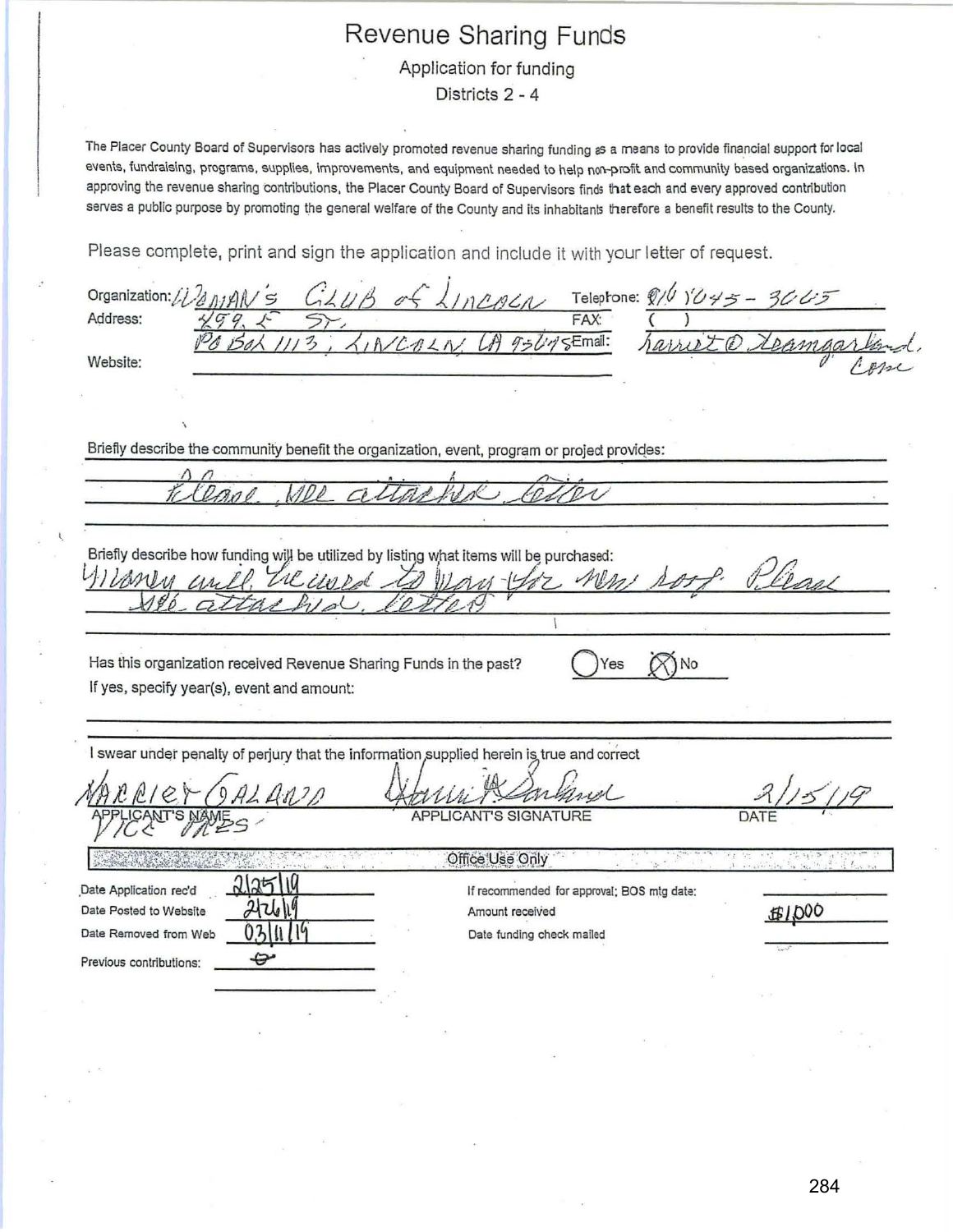# Revenue Sharing Funds

## Application for funding

### Districts 2 - 4

The Placer County Board of Supervisors has actively promoted revenue sharing funding as a means to provide financial support for local events, fundraising, programs, supplies, improvements, and equipment needed to help non-profit and community based organizations. In approving the revenue sharing contributions, the Placer County Board of Supervisors finds that each and every approved contribution serves a public purpose by promoting the general welfare of the County and its inhabitants therefore a benefit results to the County.

Please complete, print and sign the application and include it with your letter of request.

Organization: WOMAN'S CLUB of LINCOLN
Telephone: 916 645-3665
Address: 499 E ST.
PO BOX 1113, LINCOLN CA 95648
FAX: ( )
Email: harriet@ teamgarland.com
Website:

Briefly describe the community benefit the organization, event, program or project provides:

Please see attached letter

Briefly describe how funding will be utilized by listing what items will be purchased:

Money will be used to pay for new roof. Please see attached letter

Has this organization received Revenue Sharing Funds in the past? ◯ Yes ⊗ No

If yes, specify year(s), event and amount:

I swear under penalty of perjury that the information supplied herein is true and correct

| HARRIET GALAND VICE PRES | [signature] | 2/15/19 |
|---|---|---|
| APPLICANT'S NAME | APPLICANT'S SIGNATURE | DATE |

**Office Use Only**

| | | | |
|---|---|---|---|
| Date Application rec'd | 2/25/19 | If recommended for approval; BOS mtg date: | |
| Date Posted to Website | 2/26/19 | Amount received | $1,000 |
| Date Removed from Web | 03/11/19 | Date funding check mailed | |
| Previous contributions: | ⊖ | | |